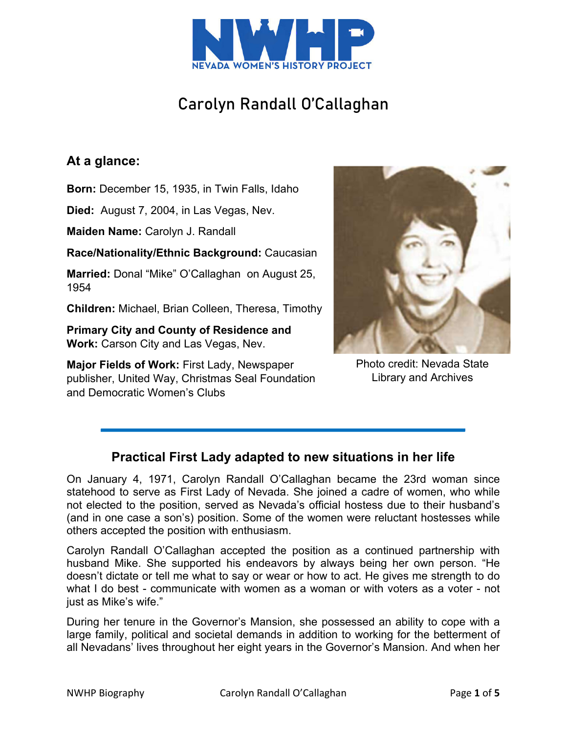NEVADA WOMEN'S HISTORY PROJECT

# Carolyn Randall O'Callaghan

## At a glance:

**Born:** December 15, 1935, in Twin Falls, Idaho

**Died:** August 7, 2004, in Las Vegas, Nev.

**Maiden Name:** Carolyn J. Randall

**Race/Nationality/Ethnic Background:** Caucasian

**Married:** Donal "Mike" O'Callaghan on August 25, 1954

**Children:** Michael, Brian Colleen, Theresa, Timothy

**Primary City and County of Residence and Work:** Carson City and Las Vegas, Nev.

**Major Fields of Work:** First Lady, Newspaper publisher, United Way, Christmas Seal Foundation and Democratic Women's Clubs

Photo credit: Nevada State Library and Archives

---

## Practical First Lady adapted to new situations in her life

On January 4, 1971, Carolyn Randall O'Callaghan became the 23rd woman since statehood to serve as First Lady of Nevada. She joined a cadre of women, who while not elected to the position, served as Nevada's official hostess due to their husband's (and in one case a son's) position. Some of the women were reluctant hostesses while others accepted the position with enthusiasm.

Carolyn Randall O'Callaghan accepted the position as a continued partnership with husband Mike. She supported his endeavors by always being her own person. "He doesn't dictate or tell me what to say or wear or how to act. He gives me strength to do what I do best - communicate with women as a woman or with voters as a voter - not just as Mike's wife."

During her tenure in the Governor's Mansion, she possessed an ability to cope with a large family, political and societal demands in addition to working for the betterment of all Nevadans' lives throughout her eight years in the Governor's Mansion. And when her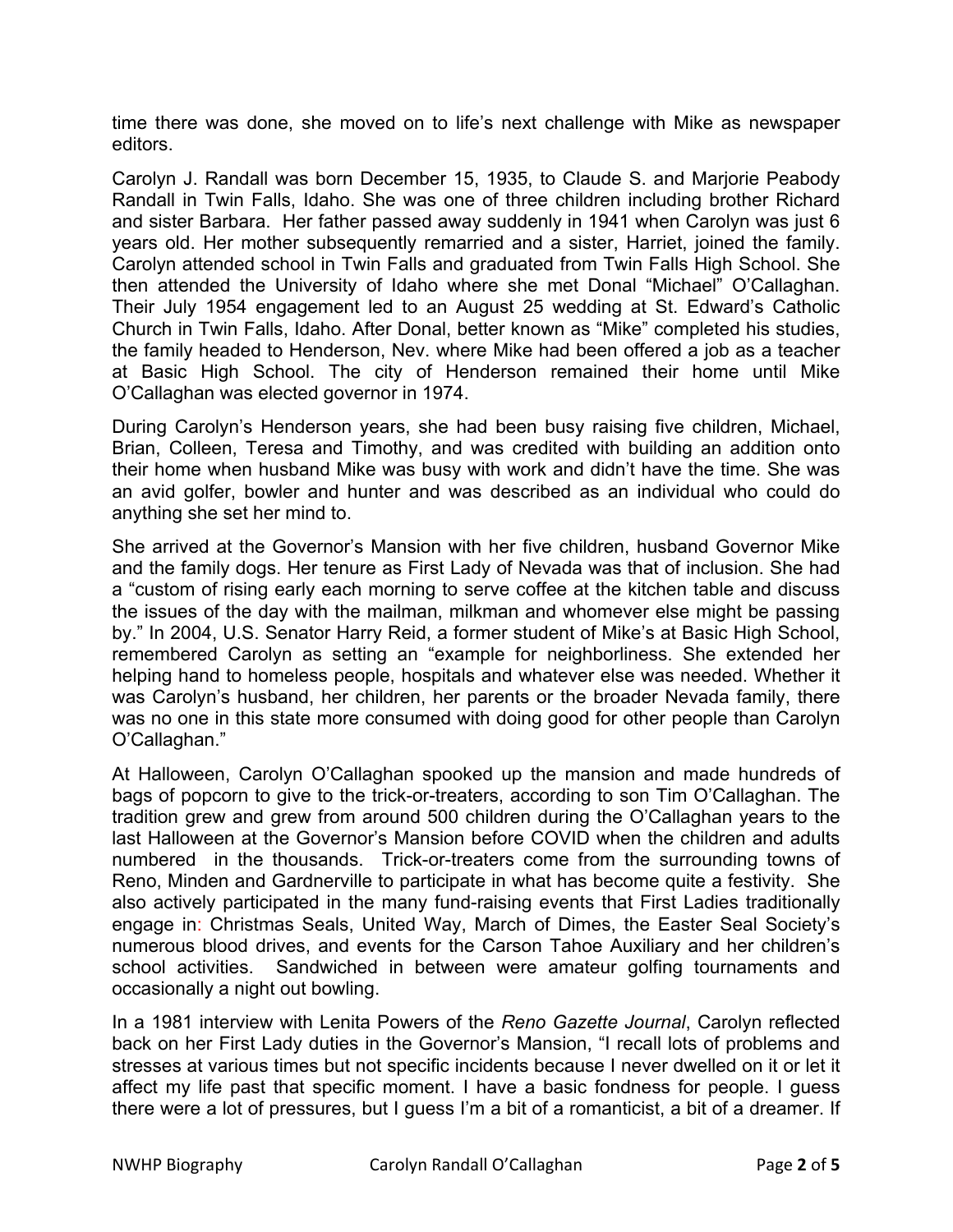time there was done, she moved on to life's next challenge with Mike as newspaper editors.

Carolyn J. Randall was born December 15, 1935, to Claude S. and Marjorie Peabody Randall in Twin Falls, Idaho. She was one of three children including brother Richard and sister Barbara. Her father passed away suddenly in 1941 when Carolyn was just 6 years old. Her mother subsequently remarried and a sister, Harriet, joined the family. Carolyn attended school in Twin Falls and graduated from Twin Falls High School. She then attended the University of Idaho where she met Donal "Michael" O'Callaghan. Their July 1954 engagement led to an August 25 wedding at St. Edward's Catholic Church in Twin Falls, Idaho. After Donal, better known as "Mike" completed his studies, the family headed to Henderson, Nev. where Mike had been offered a job as a teacher at Basic High School. The city of Henderson remained their home until Mike O'Callaghan was elected governor in 1974.

During Carolyn's Henderson years, she had been busy raising five children, Michael, Brian, Colleen, Teresa and Timothy, and was credited with building an addition onto their home when husband Mike was busy with work and didn't have the time. She was an avid golfer, bowler and hunter and was described as an individual who could do anything she set her mind to.

She arrived at the Governor's Mansion with her five children, husband Governor Mike and the family dogs. Her tenure as First Lady of Nevada was that of inclusion. She had a "custom of rising early each morning to serve coffee at the kitchen table and discuss the issues of the day with the mailman, milkman and whomever else might be passing by." In 2004, U.S. Senator Harry Reid, a former student of Mike's at Basic High School, remembered Carolyn as setting an "example for neighborliness. She extended her helping hand to homeless people, hospitals and whatever else was needed. Whether it was Carolyn's husband, her children, her parents or the broader Nevada family, there was no one in this state more consumed with doing good for other people than Carolyn O'Callaghan."

At Halloween, Carolyn O'Callaghan spooked up the mansion and made hundreds of bags of popcorn to give to the trick-or-treaters, according to son Tim O'Callaghan. The tradition grew and grew from around 500 children during the O'Callaghan years to the last Halloween at the Governor's Mansion before COVID when the children and adults numbered in the thousands. Trick-or-treaters come from the surrounding towns of Reno, Minden and Gardnerville to participate in what has become quite a festivity. She also actively participated in the many fund-raising events that First Ladies traditionally engage in: Christmas Seals, United Way, March of Dimes, the Easter Seal Society's numerous blood drives, and events for the Carson Tahoe Auxiliary and her children's school activities. Sandwiched in between were amateur golfing tournaments and occasionally a night out bowling.

In a 1981 interview with Lenita Powers of the *Reno Gazette Journal*, Carolyn reflected back on her First Lady duties in the Governor's Mansion, "I recall lots of problems and stresses at various times but not specific incidents because I never dwelled on it or let it affect my life past that specific moment. I have a basic fondness for people. I guess there were a lot of pressures, but I guess I'm a bit of a romanticist, a bit of a dreamer. If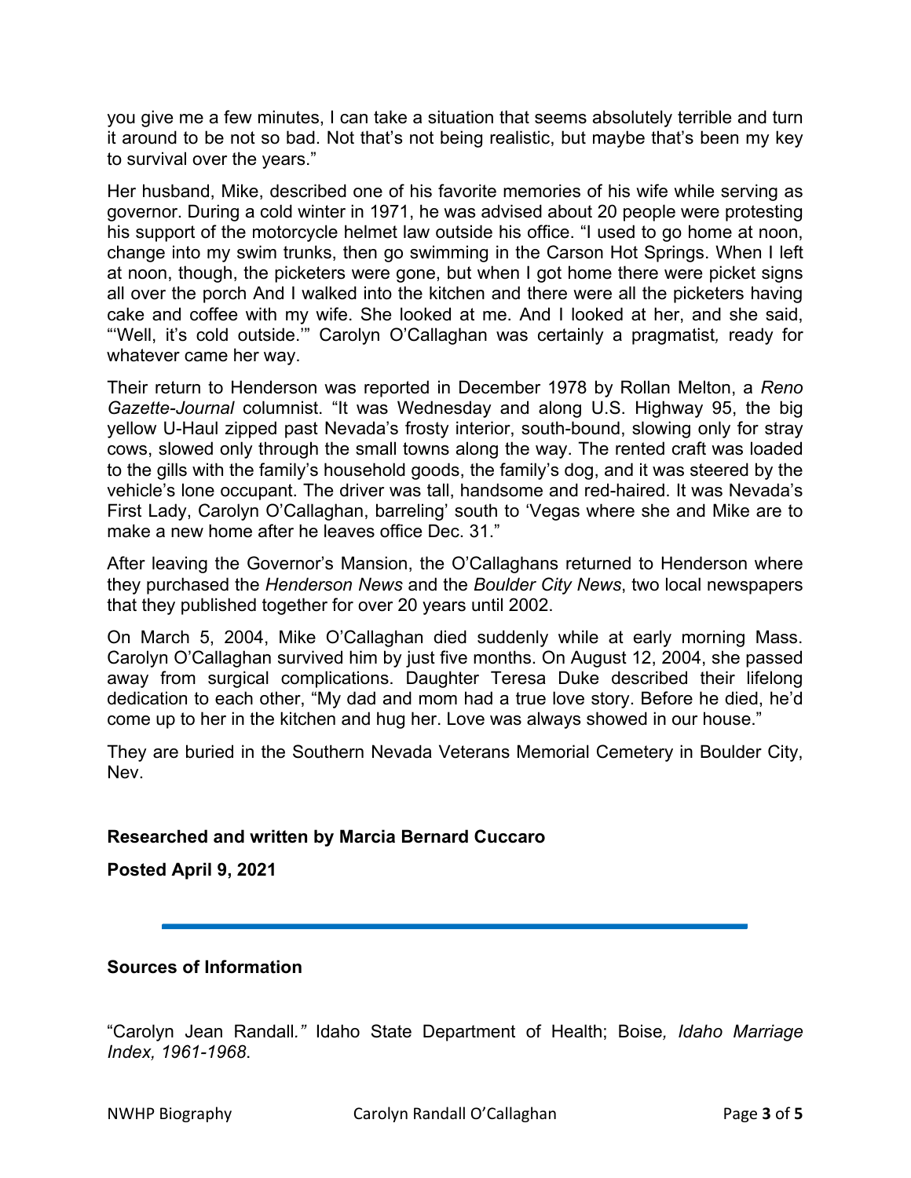you give me a few minutes, I can take a situation that seems absolutely terrible and turn it around to be not so bad. Not that's not being realistic, but maybe that's been my key to survival over the years."

Her husband, Mike, described one of his favorite memories of his wife while serving as governor. During a cold winter in 1971, he was advised about 20 people were protesting his support of the motorcycle helmet law outside his office. "I used to go home at noon, change into my swim trunks, then go swimming in the Carson Hot Springs. When I left at noon, though, the picketers were gone, but when I got home there were picket signs all over the porch And I walked into the kitchen and there were all the picketers having cake and coffee with my wife. She looked at me. And I looked at her, and she said, "'Well, it's cold outside.'" Carolyn O'Callaghan was certainly a pragmatist*,* ready for whatever came her way.

Their return to Henderson was reported in December 1978 by Rollan Melton, a *Reno Gazette-Journal* columnist. "It was Wednesday and along U.S. Highway 95, the big yellow U-Haul zipped past Nevada's frosty interior, south-bound, slowing only for stray cows, slowed only through the small towns along the way. The rented craft was loaded to the gills with the family's household goods, the family's dog, and it was steered by the vehicle's lone occupant. The driver was tall, handsome and red-haired. It was Nevada's First Lady, Carolyn O'Callaghan, barreling' south to 'Vegas where she and Mike are to make a new home after he leaves office Dec. 31."

After leaving the Governor's Mansion, the O'Callaghans returned to Henderson where they purchased the *Henderson News* and the *Boulder City News*, two local newspapers that they published together for over 20 years until 2002.

On March 5, 2004, Mike O'Callaghan died suddenly while at early morning Mass. Carolyn O'Callaghan survived him by just five months. On August 12, 2004, she passed away from surgical complications. Daughter Teresa Duke described their lifelong dedication to each other, "My dad and mom had a true love story. Before he died, he'd come up to her in the kitchen and hug her. Love was always showed in our house."

They are buried in the Southern Nevada Veterans Memorial Cemetery in Boulder City, Nev.

**Researched and written by Marcia Bernard Cuccaro**

**Posted April 9, 2021**

---

**Sources of Information**

"Carolyn Jean Randall*."* Idaho State Department of Health; Boise*, Idaho Marriage Index, 1961-1968*.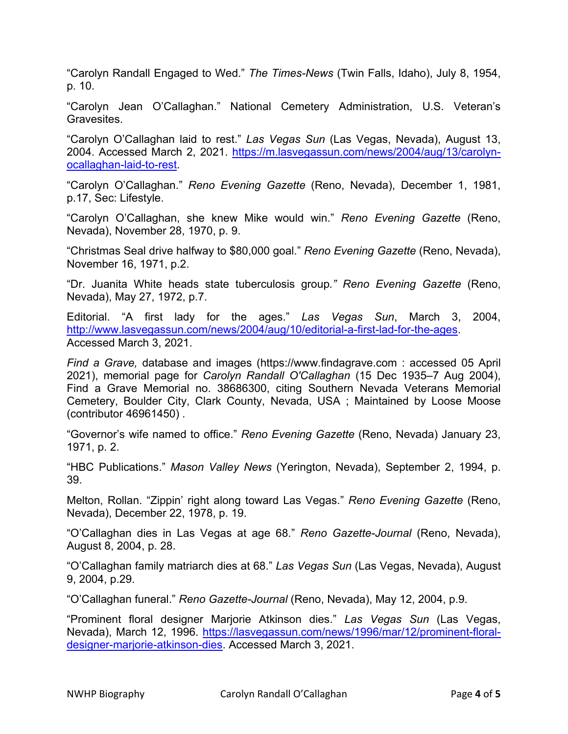"Carolyn Randall Engaged to Wed." *The Times-News* (Twin Falls, Idaho), July 8, 1954, p. 10.

"Carolyn Jean O'Callaghan." National Cemetery Administration, U.S. Veteran's Gravesites.

"Carolyn O'Callaghan laid to rest." *Las Vegas Sun* (Las Vegas, Nevada), August 13, 2004. Accessed March 2, 2021. https://m.lasvegassun.com/news/2004/aug/13/carolyn-ocallaghan-laid-to-rest.

"Carolyn O'Callaghan." *Reno Evening Gazette* (Reno, Nevada), December 1, 1981, p.17, Sec: Lifestyle.

"Carolyn O'Callaghan, she knew Mike would win." *Reno Evening Gazette* (Reno, Nevada), November 28, 1970, p. 9.

"Christmas Seal drive halfway to $80,000 goal." *Reno Evening Gazette* (Reno, Nevada), November 16, 1971, p.2.

"Dr. Juanita White heads state tuberculosis group." *Reno Evening Gazette* (Reno, Nevada), May 27, 1972, p.7.

Editorial. "A first lady for the ages." *Las Vegas Sun*, March 3, 2004, http://www.lasvegassun.com/news/2004/aug/10/editorial-a-first-lad-for-the-ages. Accessed March 3, 2021.

*Find a Grave,* database and images (https://www.findagrave.com : accessed 05 April 2021), memorial page for *Carolyn Randall O'Callaghan* (15 Dec 1935–7 Aug 2004), Find a Grave Memorial no. 38686300, citing Southern Nevada Veterans Memorial Cemetery, Boulder City, Clark County, Nevada, USA ; Maintained by Loose Moose (contributor 46961450) .

"Governor's wife named to office." *Reno Evening Gazette* (Reno, Nevada) January 23, 1971, p. 2.

"HBC Publications." *Mason Valley News* (Yerington, Nevada), September 2, 1994, p. 39.

Melton, Rollan. "Zippin' right along toward Las Vegas." *Reno Evening Gazette* (Reno, Nevada), December 22, 1978, p. 19.

"O'Callaghan dies in Las Vegas at age 68." *Reno Gazette-Journal* (Reno, Nevada), August 8, 2004, p. 28.

"O'Callaghan family matriarch dies at 68." *Las Vegas Sun* (Las Vegas, Nevada), August 9, 2004, p.29.

"O'Callaghan funeral." *Reno Gazette-Journal* (Reno, Nevada), May 12, 2004, p.9.

"Prominent floral designer Marjorie Atkinson dies." *Las Vegas Sun* (Las Vegas, Nevada), March 12, 1996. https://lasvegassun.com/news/1996/mar/12/prominent-floral-designer-marjorie-atkinson-dies. Accessed March 3, 2021.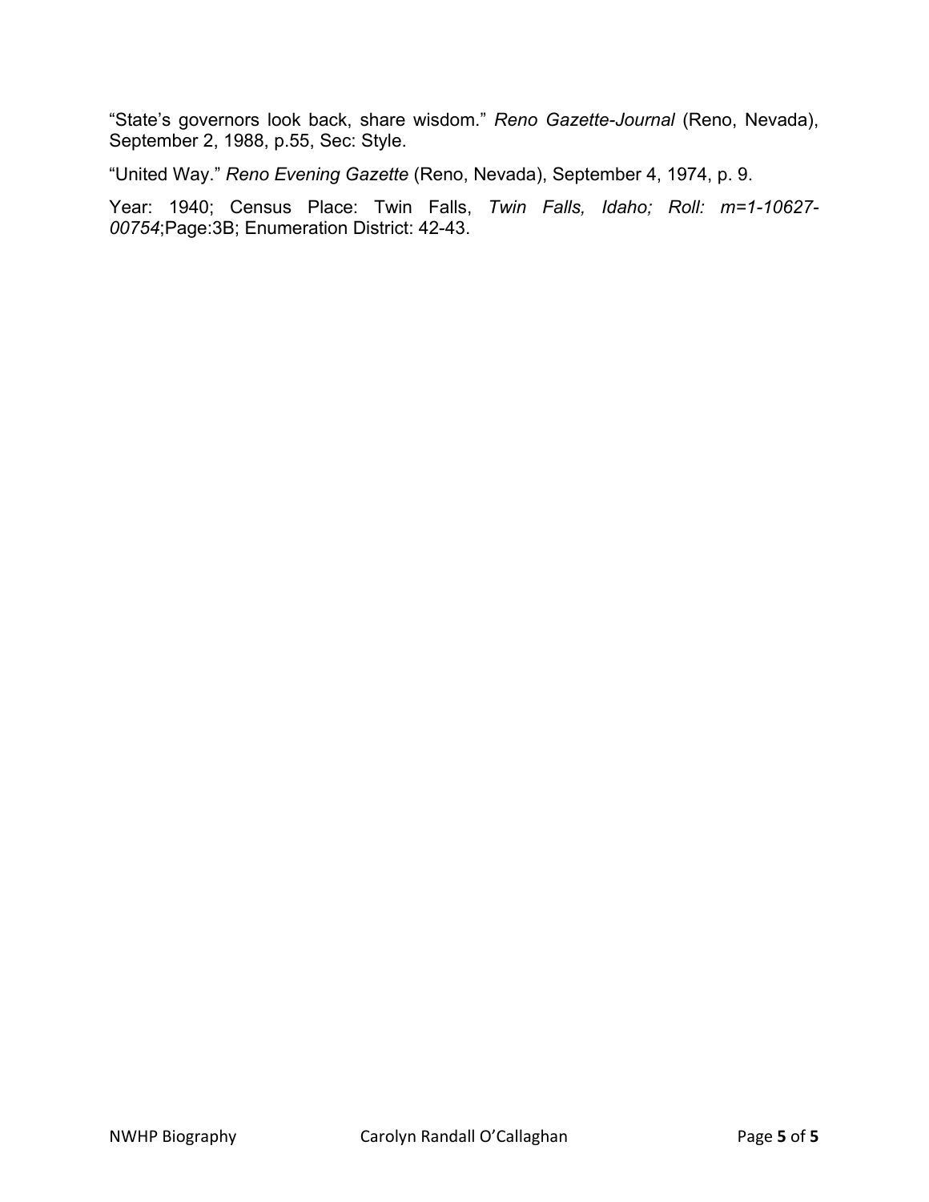"State's governors look back, share wisdom." *Reno Gazette-Journal* (Reno, Nevada), September 2, 1988, p.55, Sec: Style.

"United Way." *Reno Evening Gazette* (Reno, Nevada), September 4, 1974, p. 9.

Year: 1940; Census Place: Twin Falls, *Twin Falls, Idaho; Roll: m=1-10627-00754*;Page:3B; Enumeration District: 42-43.